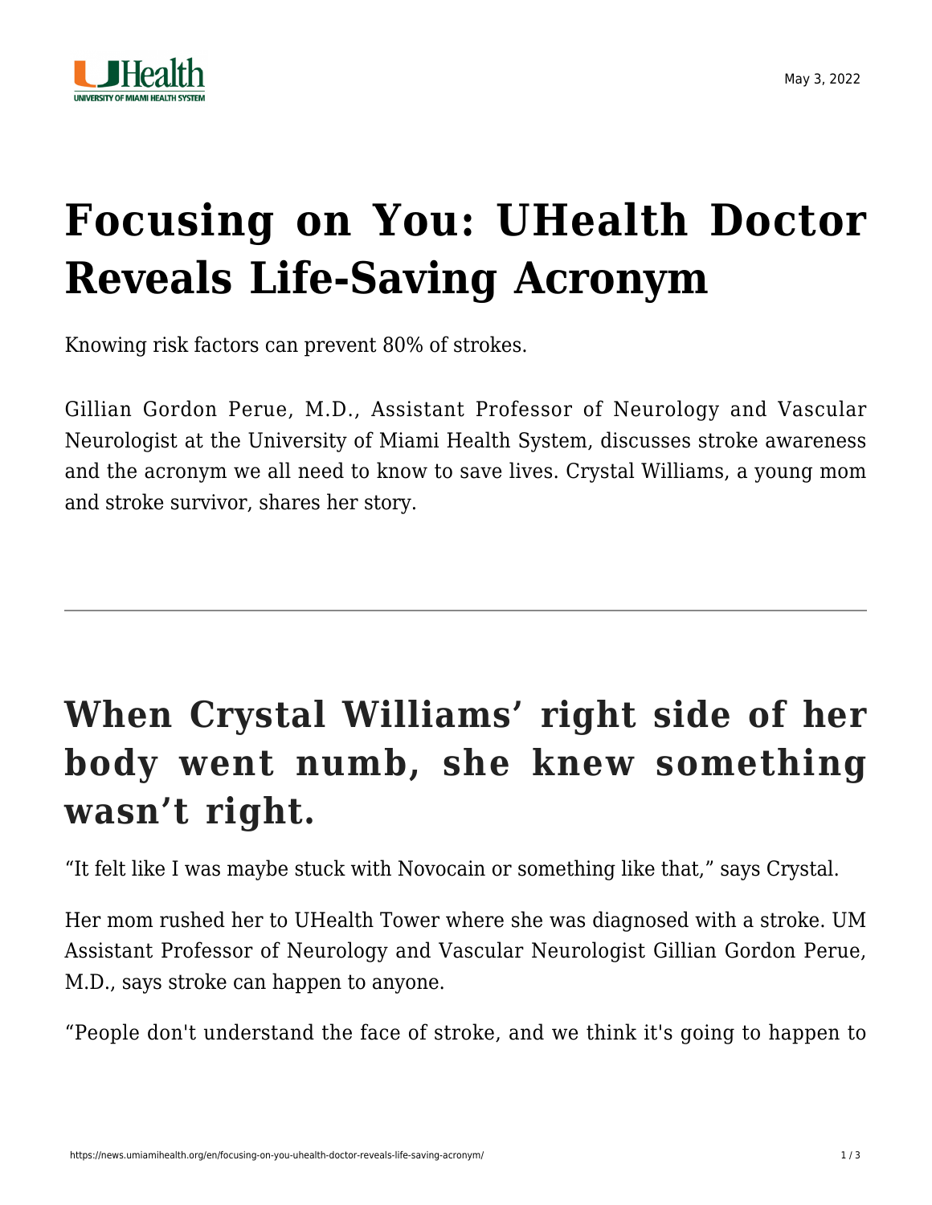# Focusing on You: UHealth Doctor Reveals Life-Saving Acronym

Knowing risk factors can prevent 80% of strokes.

Gillian Gordon Perue, M.D., Assistant Professor of Neurology and Vascular Neurologist at the University of Miami Health System, discusses stroke awareness and the acronym we all need to know to save lives. Crystal Williams, a young mom and stroke survivor, shares her story.

---

## When Crystal Williams' right side of her body went numb, she knew something wasn't right.

"It felt like I was maybe stuck with Novocain or something like that," says Crystal.

Her mom rushed her to UHealth Tower where she was diagnosed with a stroke. UM Assistant Professor of Neurology and Vascular Neurologist Gillian Gordon Perue, M.D., says stroke can happen to anyone.

"People don't understand the face of stroke, and we think it's going to happen to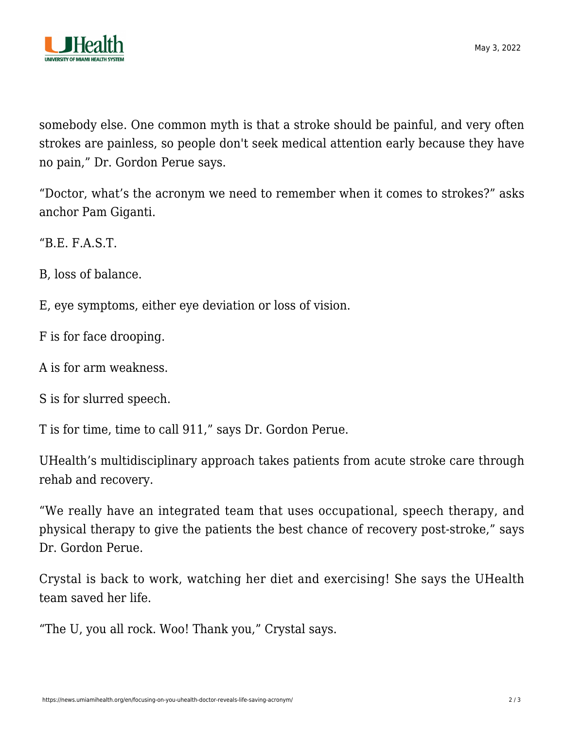somebody else. One common myth is that a stroke should be painful, and very often strokes are painless, so people don't seek medical attention early because they have no pain," Dr. Gordon Perue says.

"Doctor, what's the acronym we need to remember when it comes to strokes?" asks anchor Pam Giganti.

"B.E. F.A.S.T.

B, loss of balance.

E, eye symptoms, either eye deviation or loss of vision.

F is for face drooping.

A is for arm weakness.

S is for slurred speech.

T is for time, time to call 911," says Dr. Gordon Perue.

UHealth's multidisciplinary approach takes patients from acute stroke care through rehab and recovery.

"We really have an integrated team that uses occupational, speech therapy, and physical therapy to give the patients the best chance of recovery post-stroke," says Dr. Gordon Perue.

Crystal is back to work, watching her diet and exercising! She says the UHealth team saved her life.

"The U, you all rock. Woo! Thank you," Crystal says.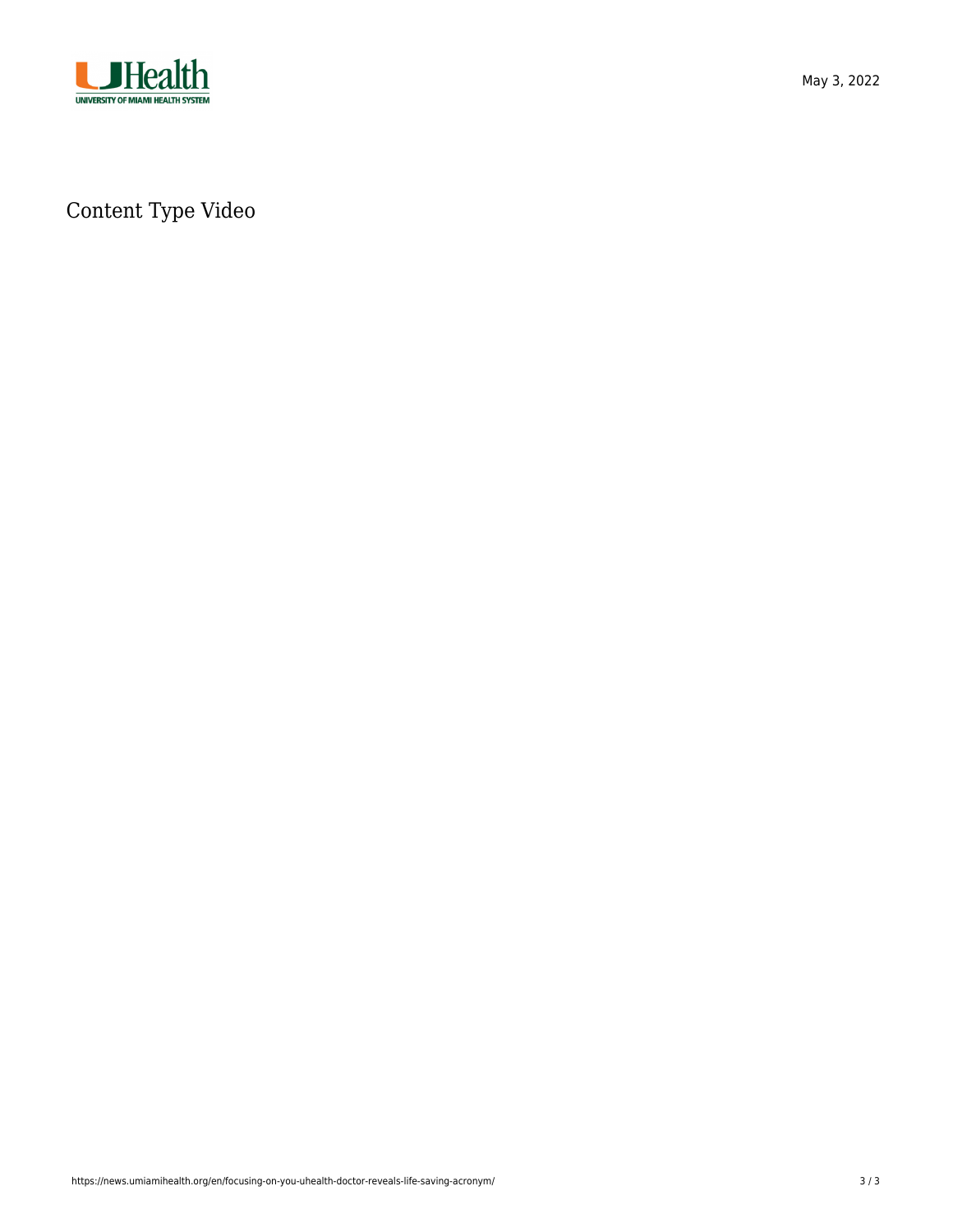Content Type Video